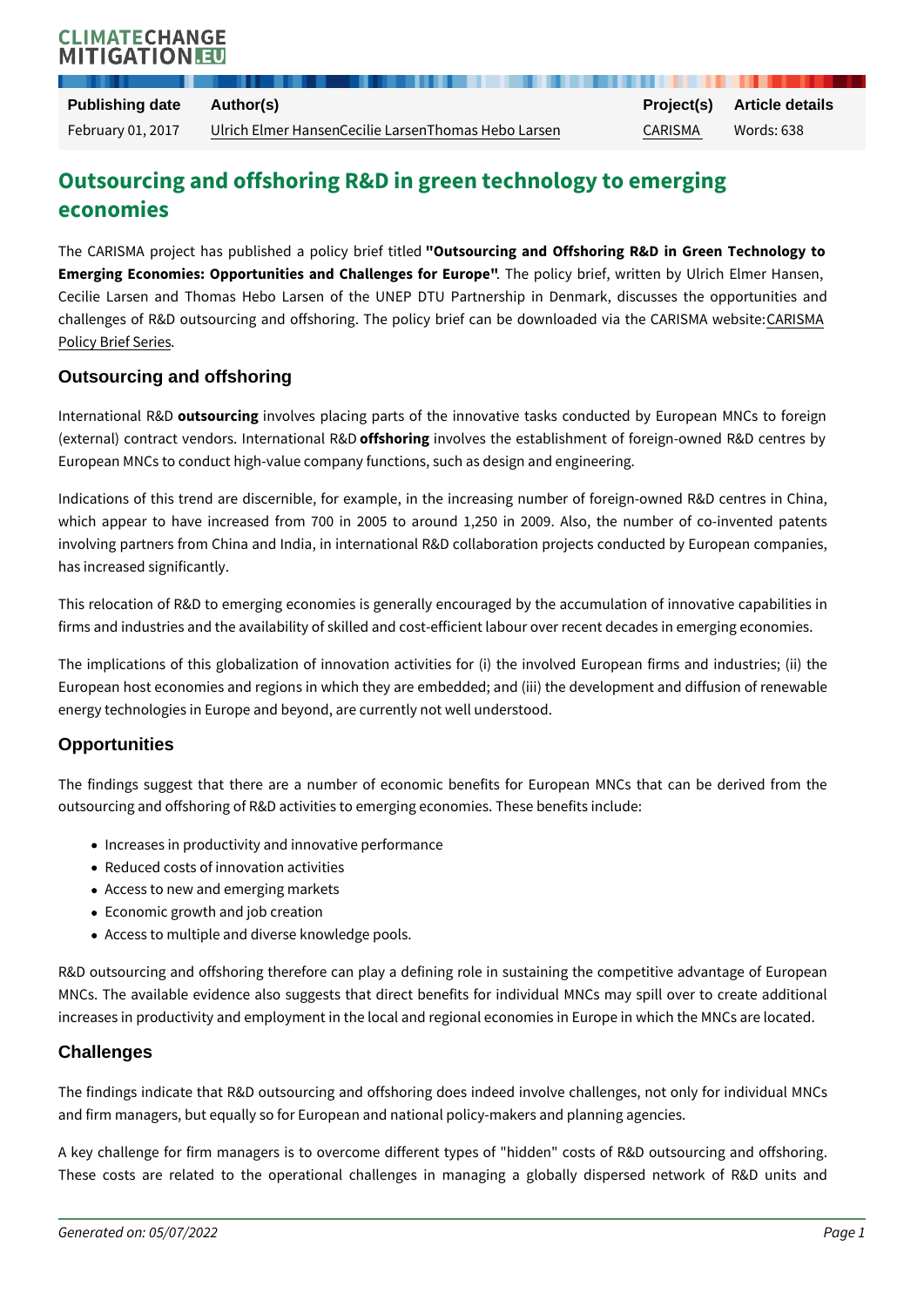| Publishing date | Author(s) | Project(s) | Article details |
| --- | --- | --- | --- |
| February 01, 2017 | Ulrich Elmer HansenCecilie LarsenThomas Hebo Larsen | CARISMA | Words: 638 |

# Outsourcing and offshoring R&D in green technology to emerging economies

The CARISMA project has published a policy brief titled **"Outsourcing and Offshoring R&D in Green Technology to Emerging Economies: Opportunities and Challenges for Europe"**. The policy brief, written by Ulrich Elmer Hansen, Cecilie Larsen and Thomas Hebo Larsen of the UNEP DTU Partnership in Denmark, discusses the opportunities and challenges of R&D outsourcing and offshoring. The policy brief can be downloaded via the CARISMA website: CARISMA Policy Brief Series.

## Outsourcing and offshoring

International R&D **outsourcing** involves placing parts of the innovative tasks conducted by European MNCs to foreign (external) contract vendors. International R&D **offshoring** involves the establishment of foreign-owned R&D centres by European MNCs to conduct high-value company functions, such as design and engineering.

Indications of this trend are discernible, for example, in the increasing number of foreign-owned R&D centres in China, which appear to have increased from 700 in 2005 to around 1,250 in 2009. Also, the number of co-invented patents involving partners from China and India, in international R&D collaboration projects conducted by European companies, has increased significantly.

This relocation of R&D to emerging economies is generally encouraged by the accumulation of innovative capabilities in firms and industries and the availability of skilled and cost-efficient labour over recent decades in emerging economies.

The implications of this globalization of innovation activities for (i) the involved European firms and industries; (ii) the European host economies and regions in which they are embedded; and (iii) the development and diffusion of renewable energy technologies in Europe and beyond, are currently not well understood.

## Opportunities

The findings suggest that there are a number of economic benefits for European MNCs that can be derived from the outsourcing and offshoring of R&D activities to emerging economies. These benefits include:

- Increases in productivity and innovative performance
- Reduced costs of innovation activities
- Access to new and emerging markets
- Economic growth and job creation
- Access to multiple and diverse knowledge pools.

R&D outsourcing and offshoring therefore can play a defining role in sustaining the competitive advantage of European MNCs. The available evidence also suggests that direct benefits for individual MNCs may spill over to create additional increases in productivity and employment in the local and regional economies in Europe in which the MNCs are located.

## Challenges

The findings indicate that R&D outsourcing and offshoring does indeed involve challenges, not only for individual MNCs and firm managers, but equally so for European and national policy-makers and planning agencies.

A key challenge for firm managers is to overcome different types of "hidden" costs of R&D outsourcing and offshoring. These costs are related to the operational challenges in managing a globally dispersed network of R&D units and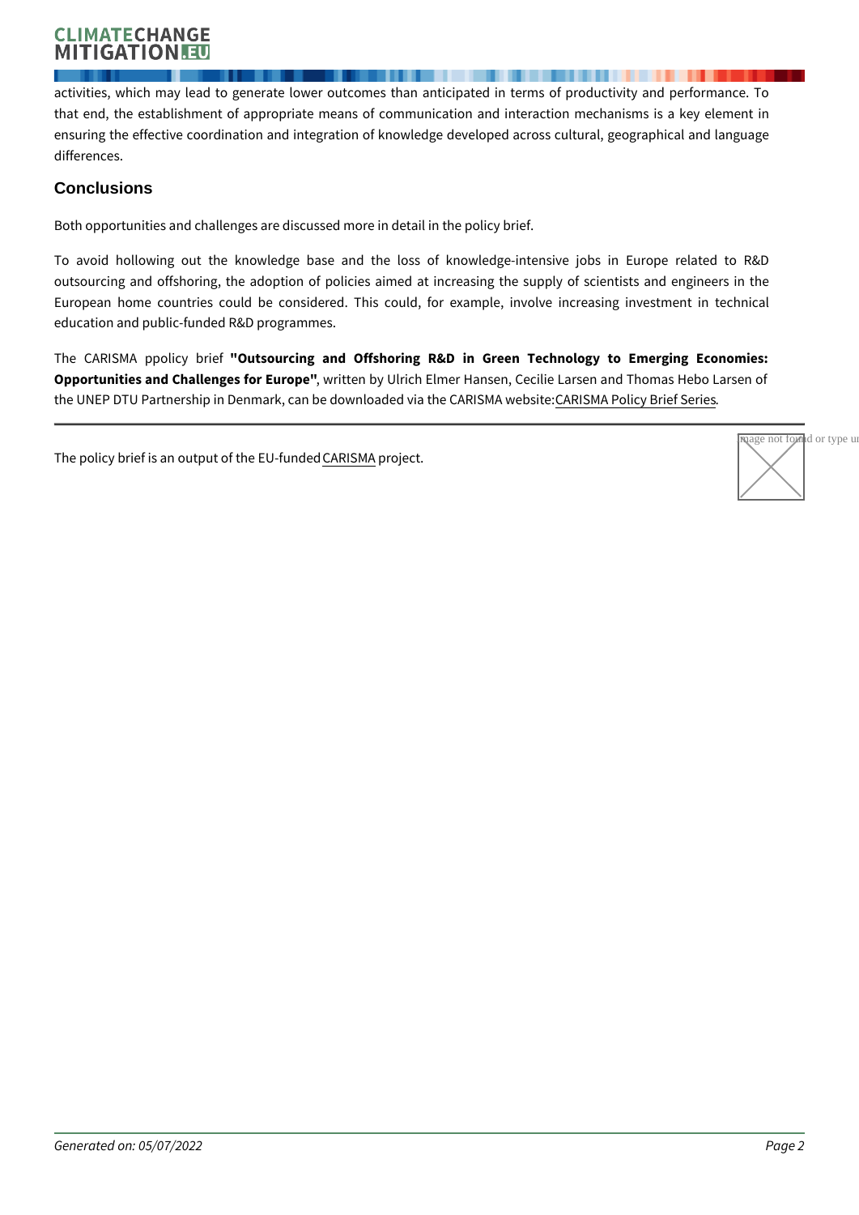activities, which may lead to generate lower outcomes than anticipated in terms of productivity and performance. To that end, the establishment of appropriate means of communication and interaction mechanisms is a key element in ensuring the effective coordination and integration of knowledge developed across cultural, geographical and language differences.

## Conclusions

Both opportunities and challenges are discussed more in detail in the policy brief.

To avoid hollowing out the knowledge base and the loss of knowledge-intensive jobs in Europe related to R&D outsourcing and offshoring, the adoption of policies aimed at increasing the supply of scientists and engineers in the European home countries could be considered. This could, for example, involve increasing investment in technical education and public-funded R&D programmes.

The CARISMA ppolicy brief **"Outsourcing and Offshoring R&D in Green Technology to Emerging Economies: Opportunities and Challenges for Europe"**, written by Ulrich Elmer Hansen, Cecilie Larsen and Thomas Hebo Larsen of the UNEP DTU Partnership in Denmark, can be downloaded via the CARISMA website: CARISMA Policy Brief Series.

---

The policy brief is an output of the EU-funded CARISMA project.